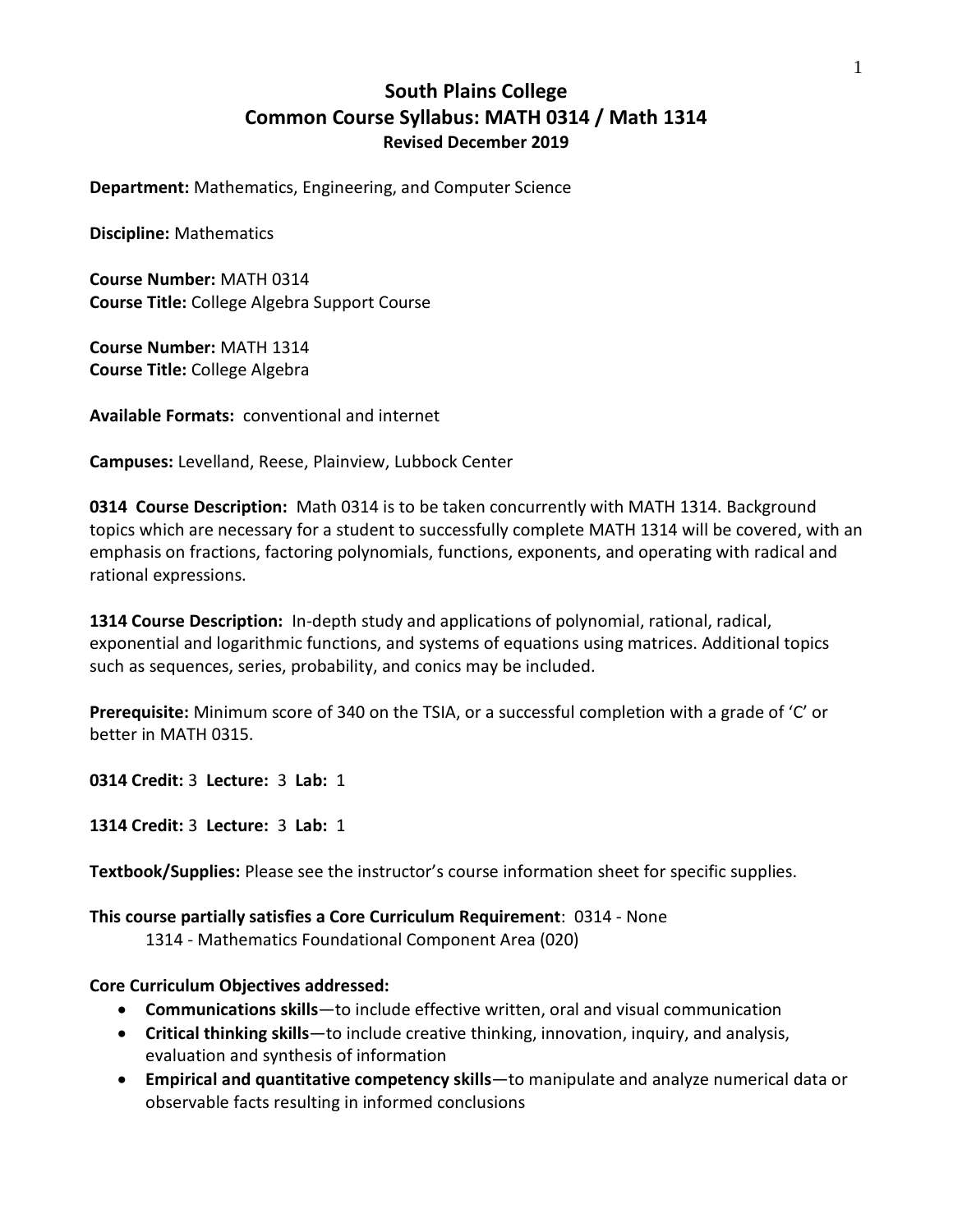# South Plains College
## Common Course Syllabus: MATH 0314 / Math 1314
### Revised December 2019

**Department:** Mathematics, Engineering, and Computer Science

**Discipline:** Mathematics

**Course Number:** MATH 0314
**Course Title:** College Algebra Support Course

**Course Number:** MATH 1314
**Course Title:** College Algebra

**Available Formats:** conventional and internet

**Campuses:** Levelland, Reese, Plainview, Lubbock Center

**0314 Course Description:** Math 0314 is to be taken concurrently with MATH 1314. Background topics which are necessary for a student to successfully complete MATH 1314 will be covered, with an emphasis on fractions, factoring polynomials, functions, exponents, and operating with radical and rational expressions.

**1314 Course Description:** In-depth study and applications of polynomial, rational, radical, exponential and logarithmic functions, and systems of equations using matrices. Additional topics such as sequences, series, probability, and conics may be included.

**Prerequisite:** Minimum score of 340 on the TSIA, or a successful completion with a grade of 'C' or better in MATH 0315.

**0314 Credit:** 3 **Lecture:** 3 **Lab:** 1

**1314 Credit:** 3 **Lecture:** 3 **Lab:** 1

**Textbook/Supplies:** Please see the instructor's course information sheet for specific supplies.

**This course partially satisfies a Core Curriculum Requirement**: 0314 - None
1314 - Mathematics Foundational Component Area (020)

**Core Curriculum Objectives addressed:**

- **Communications skills**—to include effective written, oral and visual communication
- **Critical thinking skills**—to include creative thinking, innovation, inquiry, and analysis, evaluation and synthesis of information
- **Empirical and quantitative competency skills**—to manipulate and analyze numerical data or observable facts resulting in informed conclusions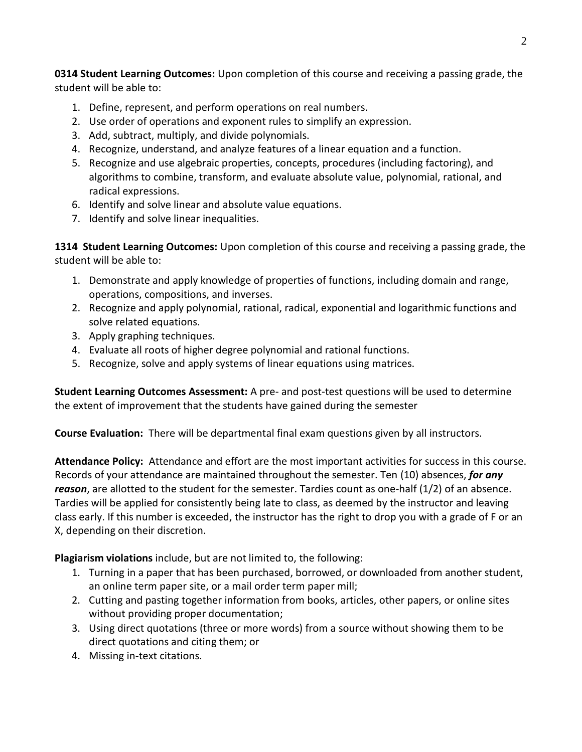**0314 Student Learning Outcomes:** Upon completion of this course and receiving a passing grade, the student will be able to:

1. Define, represent, and perform operations on real numbers.
2. Use order of operations and exponent rules to simplify an expression.
3. Add, subtract, multiply, and divide polynomials.
4. Recognize, understand, and analyze features of a linear equation and a function.
5. Recognize and use algebraic properties, concepts, procedures (including factoring), and algorithms to combine, transform, and evaluate absolute value, polynomial, rational, and radical expressions.
6. Identify and solve linear and absolute value equations.
7. Identify and solve linear inequalities.

**1314 Student Learning Outcomes:** Upon completion of this course and receiving a passing grade, the student will be able to:

1. Demonstrate and apply knowledge of properties of functions, including domain and range, operations, compositions, and inverses.
2. Recognize and apply polynomial, rational, radical, exponential and logarithmic functions and solve related equations.
3. Apply graphing techniques.
4. Evaluate all roots of higher degree polynomial and rational functions.
5. Recognize, solve and apply systems of linear equations using matrices.

**Student Learning Outcomes Assessment:** A pre- and post-test questions will be used to determine the extent of improvement that the students have gained during the semester

**Course Evaluation:** There will be departmental final exam questions given by all instructors.

**Attendance Policy:** Attendance and effort are the most important activities for success in this course. Records of your attendance are maintained throughout the semester. Ten (10) absences, ***for any reason***, are allotted to the student for the semester. Tardies count as one-half (1/2) of an absence. Tardies will be applied for consistently being late to class, as deemed by the instructor and leaving class early. If this number is exceeded, the instructor has the right to drop you with a grade of F or an X, depending on their discretion.

**Plagiarism violations** include, but are not limited to, the following:

1. Turning in a paper that has been purchased, borrowed, or downloaded from another student, an online term paper site, or a mail order term paper mill;
2. Cutting and pasting together information from books, articles, other papers, or online sites without providing proper documentation;
3. Using direct quotations (three or more words) from a source without showing them to be direct quotations and citing them; or
4. Missing in-text citations.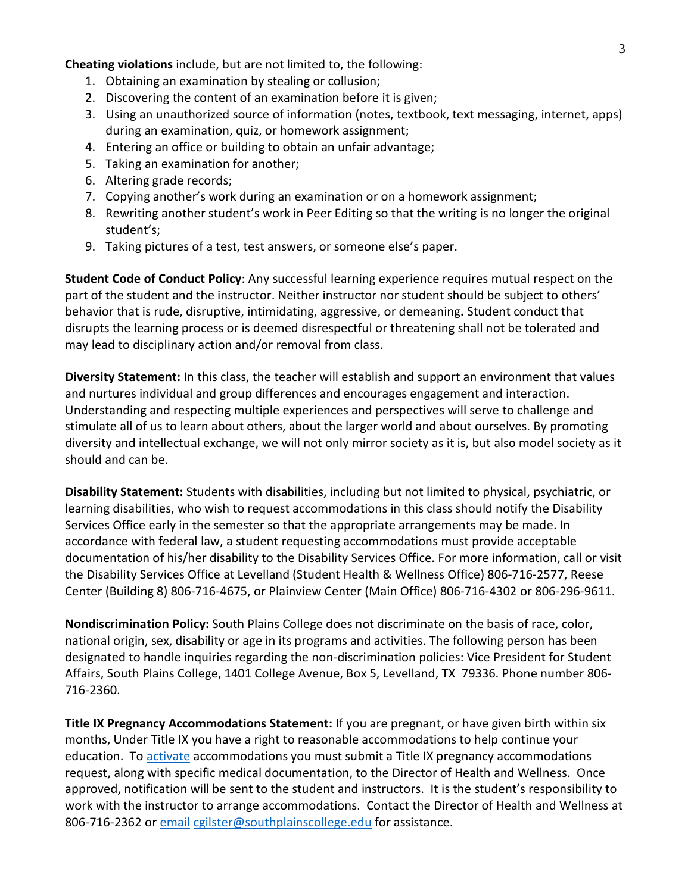**Cheating violations** include, but are not limited to, the following:

1. Obtaining an examination by stealing or collusion;
2. Discovering the content of an examination before it is given;
3. Using an unauthorized source of information (notes, textbook, text messaging, internet, apps) during an examination, quiz, or homework assignment;
4. Entering an office or building to obtain an unfair advantage;
5. Taking an examination for another;
6. Altering grade records;
7. Copying another's work during an examination or on a homework assignment;
8. Rewriting another student's work in Peer Editing so that the writing is no longer the original student's;
9. Taking pictures of a test, test answers, or someone else's paper.

**Student Code of Conduct Policy**: Any successful learning experience requires mutual respect on the part of the student and the instructor. Neither instructor nor student should be subject to others' behavior that is rude, disruptive, intimidating, aggressive, or demeaning**.** Student conduct that disrupts the learning process or is deemed disrespectful or threatening shall not be tolerated and may lead to disciplinary action and/or removal from class.

**Diversity Statement:** In this class, the teacher will establish and support an environment that values and nurtures individual and group differences and encourages engagement and interaction. Understanding and respecting multiple experiences and perspectives will serve to challenge and stimulate all of us to learn about others, about the larger world and about ourselves. By promoting diversity and intellectual exchange, we will not only mirror society as it is, but also model society as it should and can be.

**Disability Statement:** Students with disabilities, including but not limited to physical, psychiatric, or learning disabilities, who wish to request accommodations in this class should notify the Disability Services Office early in the semester so that the appropriate arrangements may be made. In accordance with federal law, a student requesting accommodations must provide acceptable documentation of his/her disability to the Disability Services Office. For more information, call or visit the Disability Services Office at Levelland (Student Health & Wellness Office) 806-716-2577, Reese Center (Building 8) 806-716-4675, or Plainview Center (Main Office) 806-716-4302 or 806-296-9611.

**Nondiscrimination Policy:** South Plains College does not discriminate on the basis of race, color, national origin, sex, disability or age in its programs and activities. The following person has been designated to handle inquiries regarding the non-discrimination policies: Vice President for Student Affairs, South Plains College, 1401 College Avenue, Box 5, Levelland, TX 79336. Phone number 806-716-2360.

**Title IX Pregnancy Accommodations Statement:** If you are pregnant, or have given birth within six months, Under Title IX you have a right to reasonable accommodations to help continue your education. To activate accommodations you must submit a Title IX pregnancy accommodations request, along with specific medical documentation, to the Director of Health and Wellness. Once approved, notification will be sent to the student and instructors. It is the student's responsibility to work with the instructor to arrange accommodations. Contact the Director of Health and Wellness at 806-716-2362 or email cgilster@southplainscollege.edu for assistance.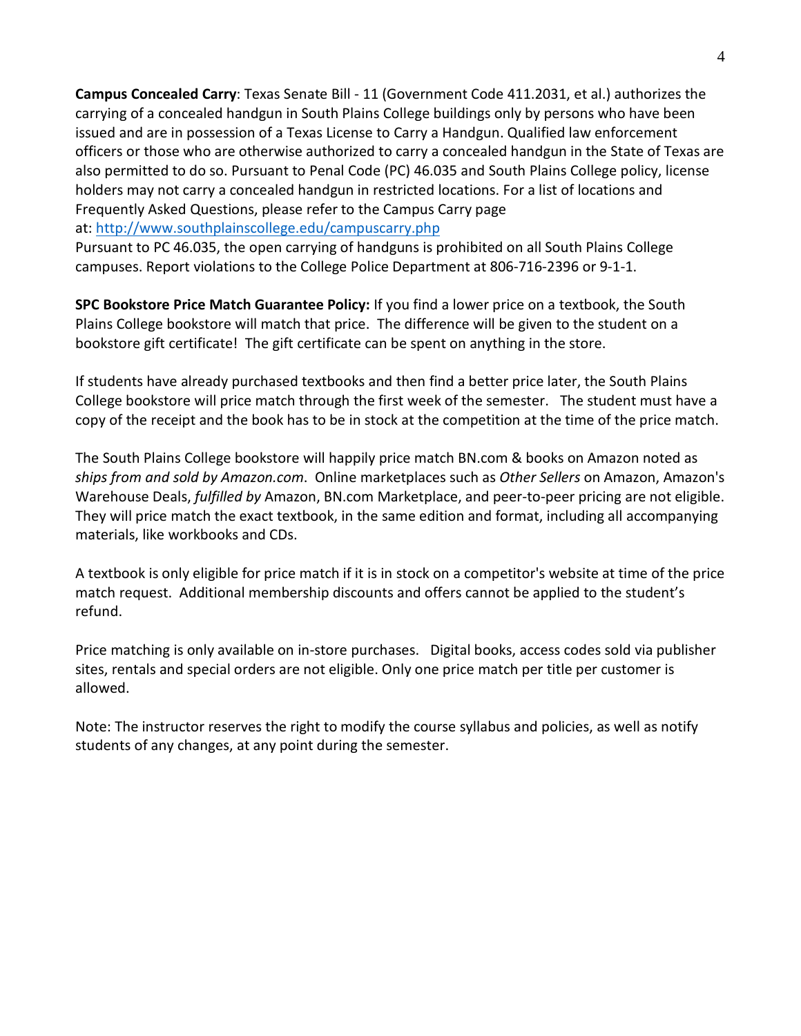**Campus Concealed Carry**: Texas Senate Bill - 11 (Government Code 411.2031, et al.) authorizes the carrying of a concealed handgun in South Plains College buildings only by persons who have been issued and are in possession of a Texas License to Carry a Handgun. Qualified law enforcement officers or those who are otherwise authorized to carry a concealed handgun in the State of Texas are also permitted to do so. Pursuant to Penal Code (PC) 46.035 and South Plains College policy, license holders may not carry a concealed handgun in restricted locations. For a list of locations and Frequently Asked Questions, please refer to the Campus Carry page at: http://www.southplainscollege.edu/campuscarry.php

Pursuant to PC 46.035, the open carrying of handguns is prohibited on all South Plains College campuses. Report violations to the College Police Department at 806-716-2396 or 9-1-1.

**SPC Bookstore Price Match Guarantee Policy:** If you find a lower price on a textbook, the South Plains College bookstore will match that price. The difference will be given to the student on a bookstore gift certificate! The gift certificate can be spent on anything in the store.

If students have already purchased textbooks and then find a better price later, the South Plains College bookstore will price match through the first week of the semester. The student must have a copy of the receipt and the book has to be in stock at the competition at the time of the price match.

The South Plains College bookstore will happily price match BN.com & books on Amazon noted as *ships from and sold by Amazon.com*. Online marketplaces such as *Other Sellers* on Amazon, Amazon's Warehouse Deals, *fulfilled by* Amazon, BN.com Marketplace, and peer-to-peer pricing are not eligible. They will price match the exact textbook, in the same edition and format, including all accompanying materials, like workbooks and CDs.

A textbook is only eligible for price match if it is in stock on a competitor's website at time of the price match request. Additional membership discounts and offers cannot be applied to the student's refund.

Price matching is only available on in-store purchases. Digital books, access codes sold via publisher sites, rentals and special orders are not eligible. Only one price match per title per customer is allowed.

Note: The instructor reserves the right to modify the course syllabus and policies, as well as notify students of any changes, at any point during the semester.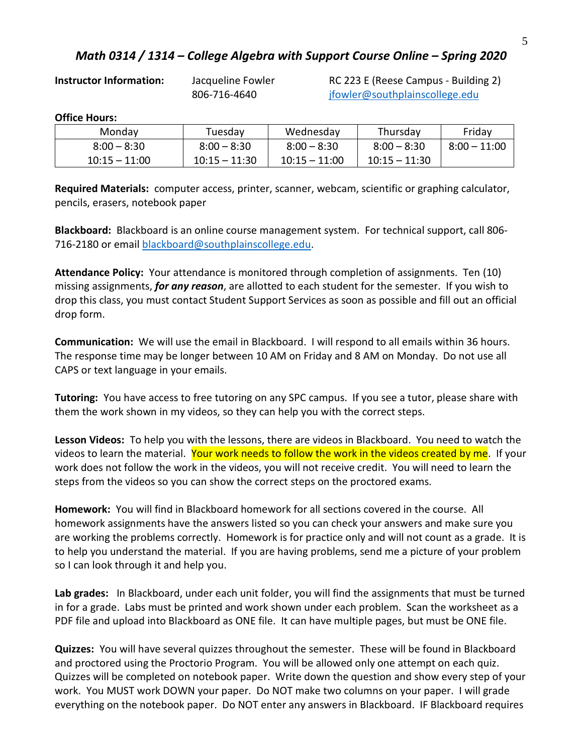## *Math 0314 / 1314 – College Algebra with Support Course Online – Spring 2020*

**Instructor Information:** Jacqueline Fowler
806-716-4640
RC 223 E (Reese Campus - Building 2)
jfowler@southplainscollege.edu

**Office Hours:**

| Monday | Tuesday | Wednesday | Thursday | Friday |
|---|---|---|---|---|
| 8:00 – 8:30<br>10:15 – 11:00 | 8:00 – 8:30<br>10:15 – 11:30 | 8:00 – 8:30<br>10:15 – 11:00 | 8:00 – 8:30<br>10:15 – 11:30 | 8:00 – 11:00 |

**Required Materials:** computer access, printer, scanner, webcam, scientific or graphing calculator, pencils, erasers, notebook paper

**Blackboard:** Blackboard is an online course management system. For technical support, call 806-716-2180 or email blackboard@southplainscollege.edu.

**Attendance Policy:** Your attendance is monitored through completion of assignments. Ten (10) missing assignments, ***for any reason***, are allotted to each student for the semester. If you wish to drop this class, you must contact Student Support Services as soon as possible and fill out an official drop form.

**Communication:** We will use the email in Blackboard. I will respond to all emails within 36 hours. The response time may be longer between 10 AM on Friday and 8 AM on Monday. Do not use all CAPS or text language in your emails.

**Tutoring:** You have access to free tutoring on any SPC campus. If you see a tutor, please share with them the work shown in my videos, so they can help you with the correct steps.

**Lesson Videos:** To help you with the lessons, there are videos in Blackboard. You need to watch the videos to learn the material. Your work needs to follow the work in the videos created by me. If your work does not follow the work in the videos, you will not receive credit. You will need to learn the steps from the videos so you can show the correct steps on the proctored exams.

**Homework:** You will find in Blackboard homework for all sections covered in the course. All homework assignments have the answers listed so you can check your answers and make sure you are working the problems correctly. Homework is for practice only and will not count as a grade. It is to help you understand the material. If you are having problems, send me a picture of your problem so I can look through it and help you.

**Lab grades:** In Blackboard, under each unit folder, you will find the assignments that must be turned in for a grade. Labs must be printed and work shown under each problem. Scan the worksheet as a PDF file and upload into Blackboard as ONE file. It can have multiple pages, but must be ONE file.

**Quizzes:** You will have several quizzes throughout the semester. These will be found in Blackboard and proctored using the Proctorio Program. You will be allowed only one attempt on each quiz. Quizzes will be completed on notebook paper. Write down the question and show every step of your work. You MUST work DOWN your paper. Do NOT make two columns on your paper. I will grade everything on the notebook paper. Do NOT enter any answers in Blackboard. IF Blackboard requires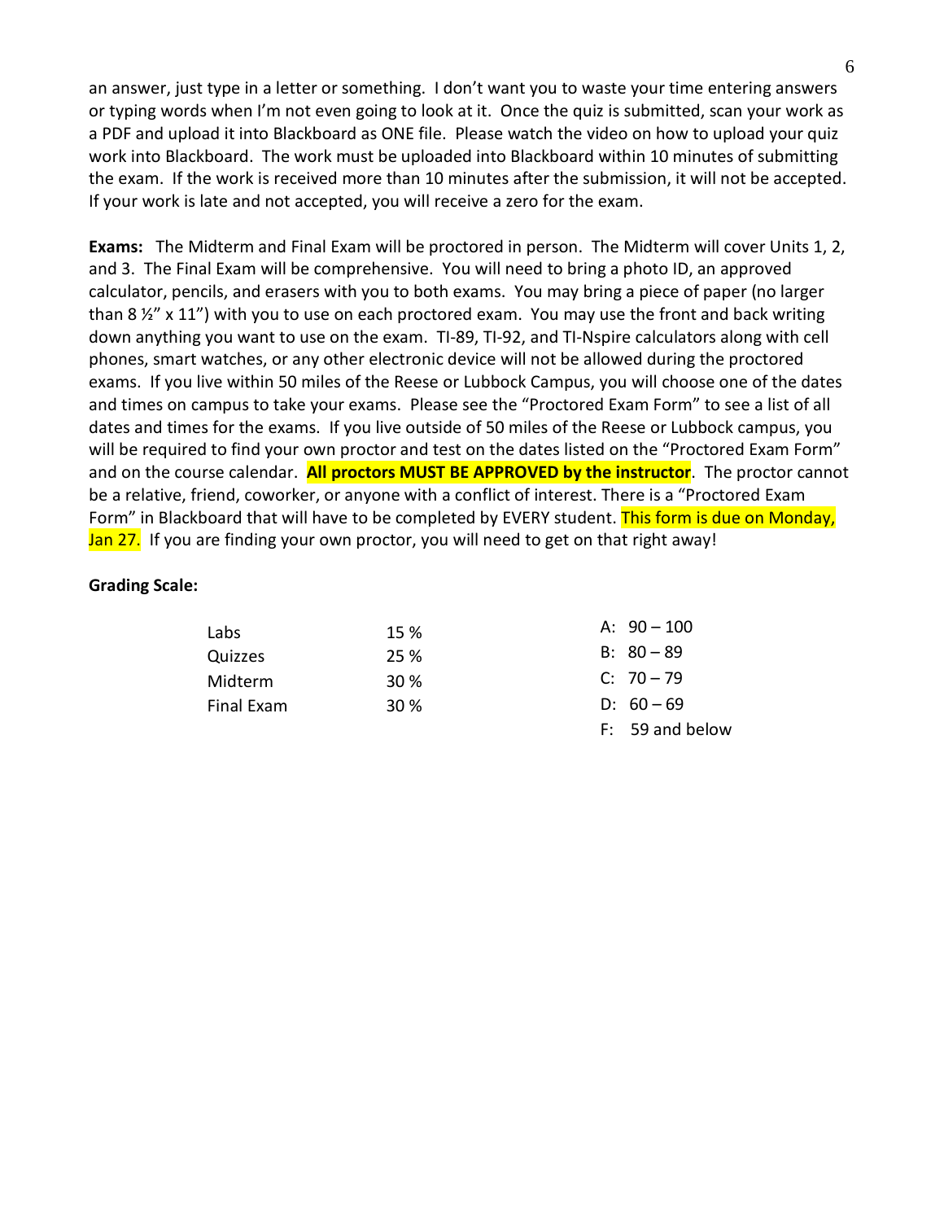an answer, just type in a letter or something. I don't want you to waste your time entering answers or typing words when I'm not even going to look at it. Once the quiz is submitted, scan your work as a PDF and upload it into Blackboard as ONE file. Please watch the video on how to upload your quiz work into Blackboard. The work must be uploaded into Blackboard within 10 minutes of submitting the exam. If the work is received more than 10 minutes after the submission, it will not be accepted. If your work is late and not accepted, you will receive a zero for the exam.

**Exams:** The Midterm and Final Exam will be proctored in person. The Midterm will cover Units 1, 2, and 3. The Final Exam will be comprehensive. You will need to bring a photo ID, an approved calculator, pencils, and erasers with you to both exams. You may bring a piece of paper (no larger than 8 ½" x 11") with you to use on each proctored exam. You may use the front and back writing down anything you want to use on the exam. TI-89, TI-92, and TI-Nspire calculators along with cell phones, smart watches, or any other electronic device will not be allowed during the proctored exams. If you live within 50 miles of the Reese or Lubbock Campus, you will choose one of the dates and times on campus to take your exams. Please see the "Proctored Exam Form" to see a list of all dates and times for the exams. If you live outside of 50 miles of the Reese or Lubbock campus, you will be required to find your own proctor and test on the dates listed on the "Proctored Exam Form" and on the course calendar. **All proctors MUST BE APPROVED by the instructor**. The proctor cannot be a relative, friend, coworker, or anyone with a conflict of interest. There is a "Proctored Exam Form" in Blackboard that will have to be completed by EVERY student. This form is due on Monday, Jan 27. If you are finding your own proctor, you will need to get on that right away!

**Grading Scale:**

| | |
|---|---|
| Labs | 15 % |
| Quizzes | 25 % |
| Midterm | 30 % |
| Final Exam | 30 % |

A: 90 – 100
B: 80 – 89
C: 70 – 79
D: 60 – 69
F: 59 and below